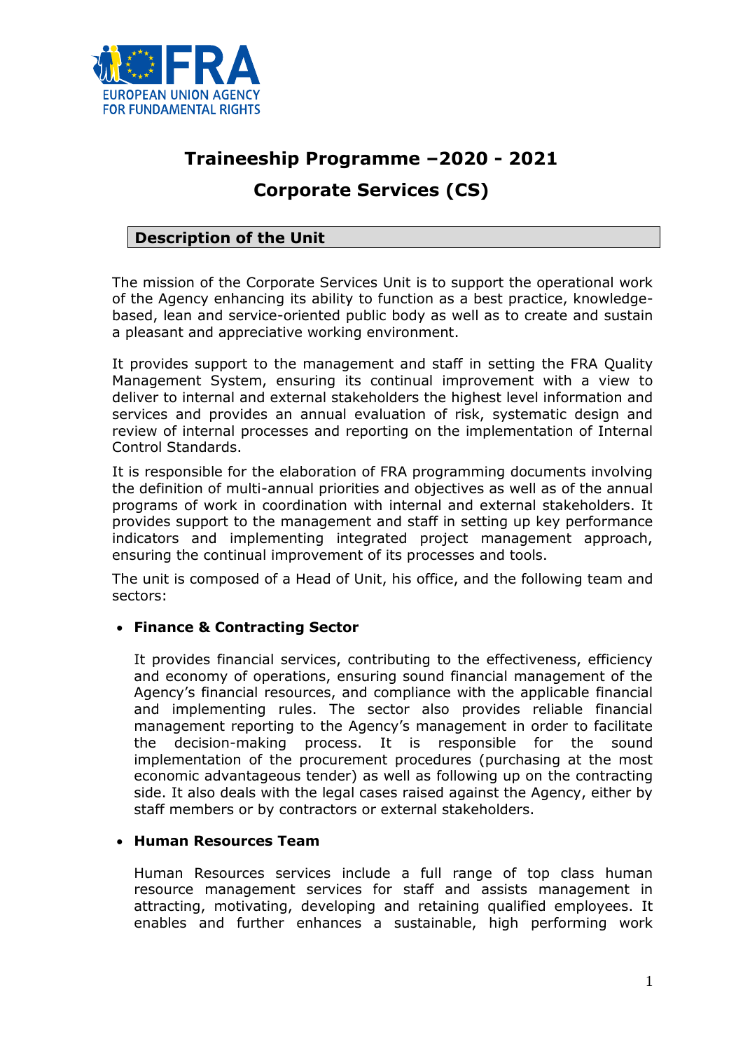EUROPEAN UNION AGENCY FOR FUNDAMENTAL RIGHTS

# Traineeship Programme –2020 - 2021

# Corporate Services (CS)

## Description of the Unit

The mission of the Corporate Services Unit is to support the operational work of the Agency enhancing its ability to function as a best practice, knowledge-based, lean and service-oriented public body as well as to create and sustain a pleasant and appreciative working environment.

It provides support to the management and staff in setting the FRA Quality Management System, ensuring its continual improvement with a view to deliver to internal and external stakeholders the highest level information and services and provides an annual evaluation of risk, systematic design and review of internal processes and reporting on the implementation of Internal Control Standards.

It is responsible for the elaboration of FRA programming documents involving the definition of multi-annual priorities and objectives as well as of the annual programs of work in coordination with internal and external stakeholders. It provides support to the management and staff in setting up key performance indicators and implementing integrated project management approach, ensuring the continual improvement of its processes and tools.

The unit is composed of a Head of Unit, his office, and the following team and sectors:

- **Finance & Contracting Sector**

  It provides financial services, contributing to the effectiveness, efficiency and economy of operations, ensuring sound financial management of the Agency's financial resources, and compliance with the applicable financial and implementing rules. The sector also provides reliable financial management reporting to the Agency's management in order to facilitate the decision-making process. It is responsible for the sound implementation of the procurement procedures (purchasing at the most economic advantageous tender) as well as following up on the contracting side. It also deals with the legal cases raised against the Agency, either by staff members or by contractors or external stakeholders.

- **Human Resources Team**

  Human Resources services include a full range of top class human resource management services for staff and assists management in attracting, motivating, developing and retaining qualified employees. It enables and further enhances a sustainable, high performing work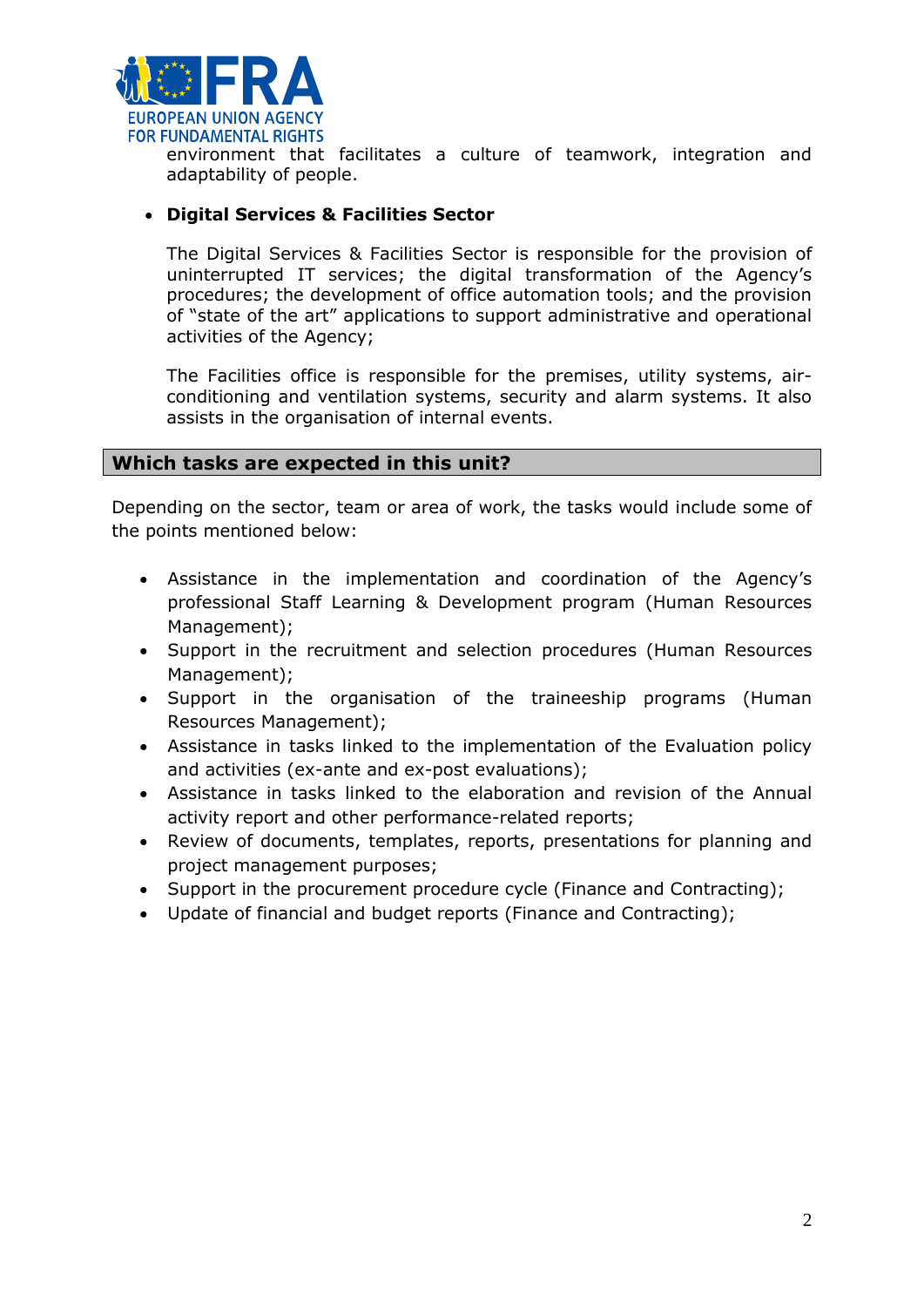environment that facilitates a culture of teamwork, integration and adaptability of people.

- **Digital Services & Facilities Sector**

  The Digital Services & Facilities Sector is responsible for the provision of uninterrupted IT services; the digital transformation of the Agency's procedures; the development of office automation tools; and the provision of "state of the art" applications to support administrative and operational activities of the Agency;

  The Facilities office is responsible for the premises, utility systems, air-conditioning and ventilation systems, security and alarm systems. It also assists in the organisation of internal events.

## Which tasks are expected in this unit?

Depending on the sector, team or area of work, the tasks would include some of the points mentioned below:

- Assistance in the implementation and coordination of the Agency's professional Staff Learning & Development program (Human Resources Management);
- Support in the recruitment and selection procedures (Human Resources Management);
- Support in the organisation of the traineeship programs (Human Resources Management);
- Assistance in tasks linked to the implementation of the Evaluation policy and activities (ex-ante and ex-post evaluations);
- Assistance in tasks linked to the elaboration and revision of the Annual activity report and other performance-related reports;
- Review of documents, templates, reports, presentations for planning and project management purposes;
- Support in the procurement procedure cycle (Finance and Contracting);
- Update of financial and budget reports (Finance and Contracting);